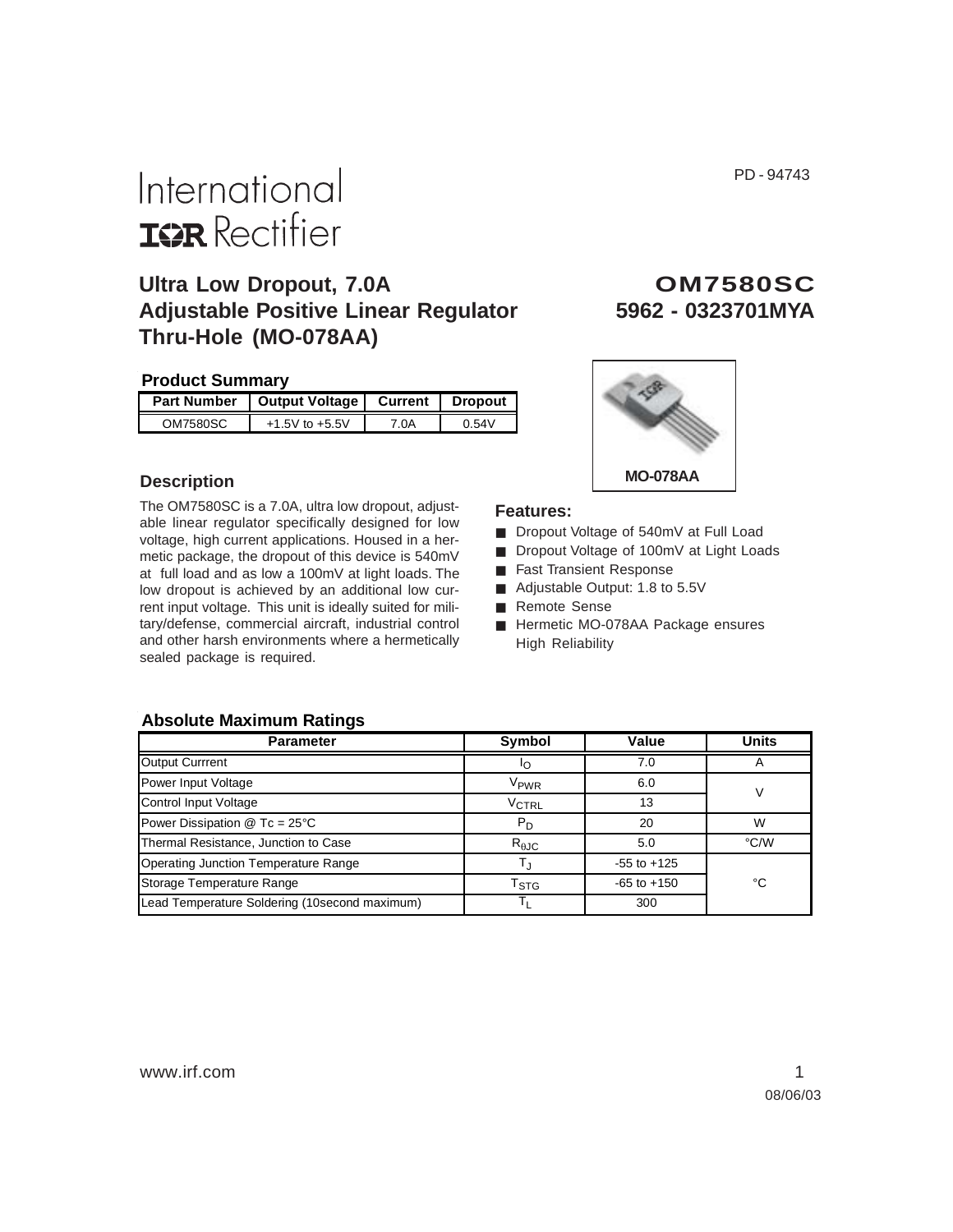PD - 94743

International
IOR Rectifier

# Ultra Low Dropout, 7.0A Adjustable Positive Linear Regulator Thru-Hole (MO-078AA)

## OM7580SC
## 5962 - 0323701MYA

### Product Summary

| Part Number | Output Voltage | Current | Dropout |
|---|---|---|---|
| OM7580SC | +1.5V to +5.5V | 7.0A | 0.54V |

MO-078AA

### Description

The OM7580SC is a 7.0A, ultra low dropout, adjustable linear regulator specifically designed for low voltage, high current applications. Housed in a hermetic package, the dropout of this device is 540mV at full load and as low a 100mV at light loads. The low dropout is achieved by an additional low current input voltage. This unit is ideally suited for military/defense, commercial aircraft, industrial control and other harsh environments where a hermetically sealed package is required.

### Features:

- Dropout Voltage of 540mV at Full Load
- Dropout Voltage of 100mV at Light Loads
- Fast Transient Response
- Adjustable Output: 1.8 to 5.5V
- Remote Sense
- Hermetic MO-078AA Package ensures High Reliability

### Absolute Maximum Ratings

| Parameter | Symbol | Value | Units |
|---|---|---|---|
| Output Currrent | $I_O$ | 7.0 | A |
| Power Input Voltage | $V_{PWR}$ | 6.0 | V |
| Control Input Voltage | $V_{CTRL}$ | 13 | |
| Power Dissipation @ Tc = 25°C | $P_D$ | 20 | W |
| Thermal Resistance, Junction to Case | $R_{\theta JC}$ | 5.0 | °C/W |
| Operating Junction Temperature Range | $T_J$ | -55 to +125 | °C |
| Storage Temperature Range | $T_{STG}$ | -65 to +150 | |
| Lead Temperature Soldering (10second maximum) | $T_L$ | 300 | |

www.irf.com

08/06/03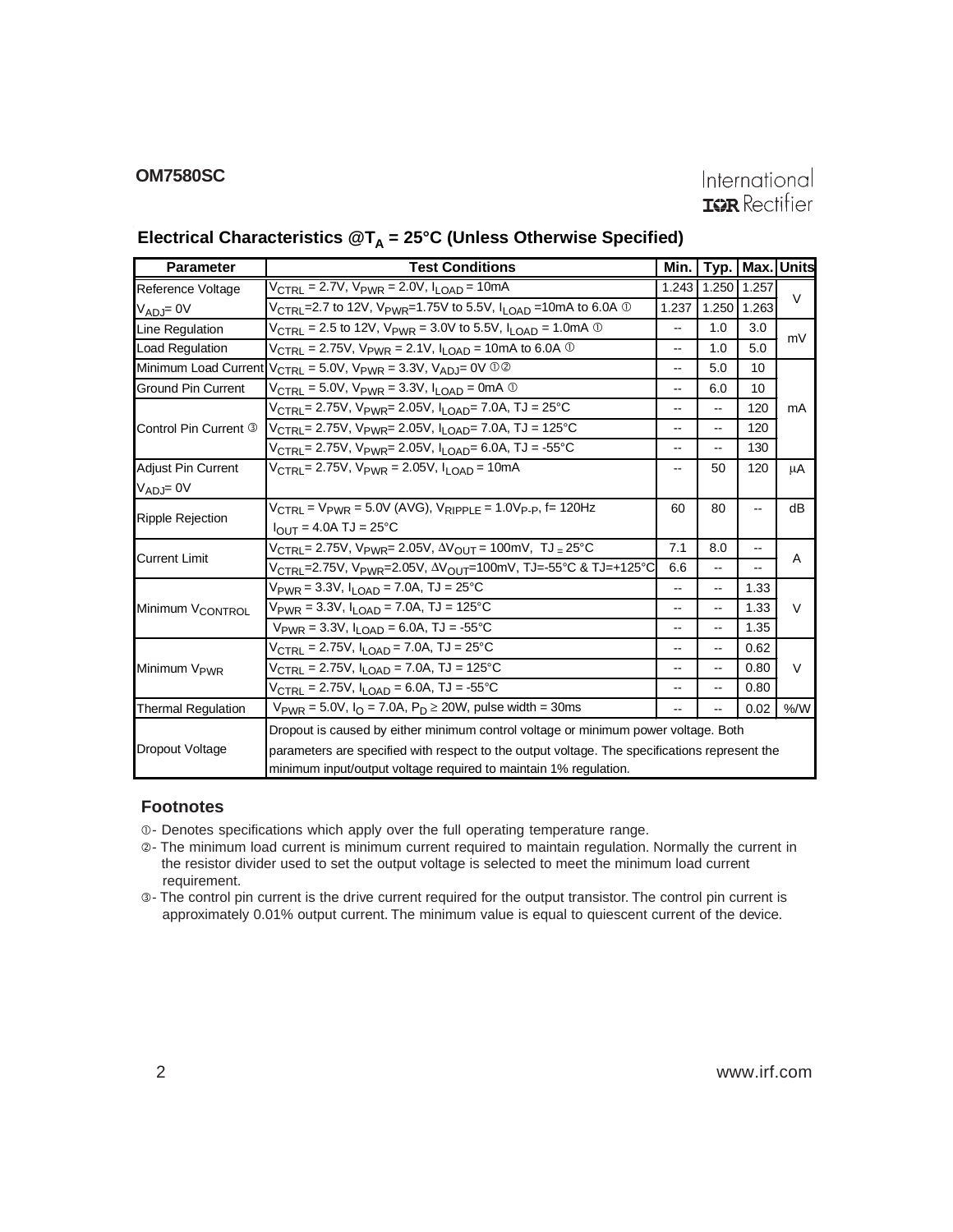## Electrical Characteristics @$T_A$ = 25°C (Unless Otherwise Specified)

| Parameter | Test Conditions | Min. | Typ. | Max. | Units |
|---|---|---|---|---|---|
| Reference Voltage | $V_{CTRL}$ = 2.7V, $V_{PWR}$ = 2.0V, $I_{LOAD}$ = 10mA | 1.243 | 1.250 | 1.257 | V |
| $V_{ADJ}$= 0V | $V_{CTRL}$=2.7 to 12V, $V_{PWR}$=1.75V to 5.5V, $I_{LOAD}$ =10mA to 6.0A ① | 1.237 | 1.250 | 1.263 | |
| Line Regulation | $V_{CTRL}$ = 2.5 to 12V, $V_{PWR}$ = 3.0V to 5.5V, $I_{LOAD}$ = 1.0mA ① | -- | 1.0 | 3.0 | mV |
| Load Regulation | $V_{CTRL}$ = 2.75V, $V_{PWR}$ = 2.1V, $I_{LOAD}$ = 10mA to 6.0A ① | -- | 1.0 | 5.0 | |
| Minimum Load Current | $V_{CTRL}$ = 5.0V, $V_{PWR}$ = 3.3V, $V_{ADJ}$= 0V ①② | -- | 5.0 | 10 | mA |
| Ground Pin Current | $V_{CTRL}$ = 5.0V, $V_{PWR}$ = 3.3V, $I_{LOAD}$ = 0mA ① | -- | 6.0 | 10 | |
| Control Pin Current ③ | $V_{CTRL}$= 2.75V, $V_{PWR}$= 2.05V, $I_{LOAD}$= 7.0A, TJ = 25°C | -- | -- | 120 | |
| | $V_{CTRL}$= 2.75V, $V_{PWR}$= 2.05V, $I_{LOAD}$= 7.0A, TJ = 125°C | -- | -- | 120 | |
| | $V_{CTRL}$= 2.75V, $V_{PWR}$= 2.05V, $I_{LOAD}$= 6.0A, TJ = -55°C | -- | -- | 130 | |
| Adjust Pin Current $V_{ADJ}$= 0V | $V_{CTRL}$= 2.75V, $V_{PWR}$ = 2.05V, $I_{LOAD}$ = 10mA | -- | 50 | 120 | µA |
| Ripple Rejection | $V_{CTRL}$ = $V_{PWR}$ = 5.0V (AVG), $V_{RIPPLE}$ = 1.0$V_{P-P}$, f= 120Hz $I_{OUT}$ = 4.0A TJ = 25°C | 60 | 80 | -- | dB |
| Current Limit | $V_{CTRL}$= 2.75V, $V_{PWR}$= 2.05V, $\Delta V_{OUT}$ = 100mV, TJ = 25°C | 7.1 | 8.0 | -- | A |
| | $V_{CTRL}$=2.75V, $V_{PWR}$=2.05V, $\Delta V_{OUT}$=100mV, TJ=-55°C & TJ=+125°C | 6.6 | -- | -- | |
| Minimum $V_{CONTROL}$ | $V_{PWR}$ = 3.3V, $I_{LOAD}$ = 7.0A, TJ = 25°C | -- | -- | 1.33 | V |
| | $V_{PWR}$ = 3.3V, $I_{LOAD}$ = 7.0A, TJ = 125°C | -- | -- | 1.33 | |
| | $V_{PWR}$ = 3.3V, $I_{LOAD}$ = 6.0A, TJ = -55°C | -- | -- | 1.35 | |
| Minimum $V_{PWR}$ | $V_{CTRL}$ = 2.75V, $I_{LOAD}$ = 7.0A, TJ = 25°C | -- | -- | 0.62 | V |
| | $V_{CTRL}$ = 2.75V, $I_{LOAD}$ = 7.0A, TJ = 125°C | -- | -- | 0.80 | |
| | $V_{CTRL}$ = 2.75V, $I_{LOAD}$ = 6.0A, TJ = -55°C | -- | -- | 0.80 | |
| Thermal Regulation | $V_{PWR}$ = 5.0V, $I_O$ = 7.0A, $P_D \geq$ 20W, pulse width = 30ms | -- | -- | 0.02 | %/W |
| Dropout Voltage | Dropout is caused by either minimum control voltage or minimum power voltage. Both parameters are specified with respect to the output voltage. The specifications represent the minimum input/output voltage required to maintain 1% regulation. | | | | |

### Footnotes

① - Denotes specifications which apply over the full operating temperature range.

② - The minimum load current is minimum current required to maintain regulation. Normally the current in the resistor divider used to set the output voltage is selected to meet the minimum load current requirement.

③ - The control pin current is the drive current required for the output transistor. The control pin current is approximately 0.01% output current. The minimum value is equal to quiescent current of the device.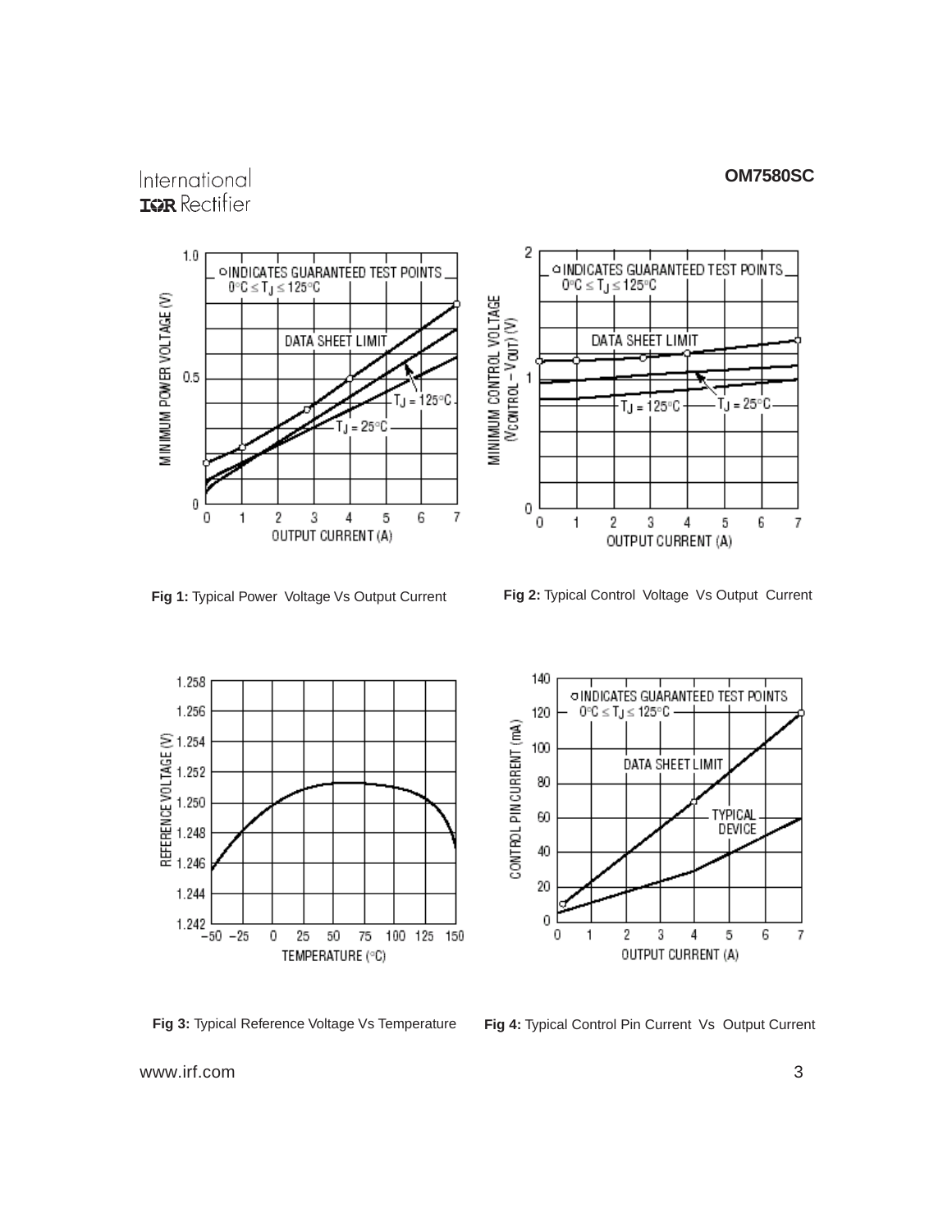**Fig 1:** Typical Power Voltage Vs Output Current

**Fig 2:** Typical Control Voltage Vs Output Current

**Fig 3:** Typical Reference Voltage Vs Temperature

**Fig 4:** Typical Control Pin Current Vs Output Current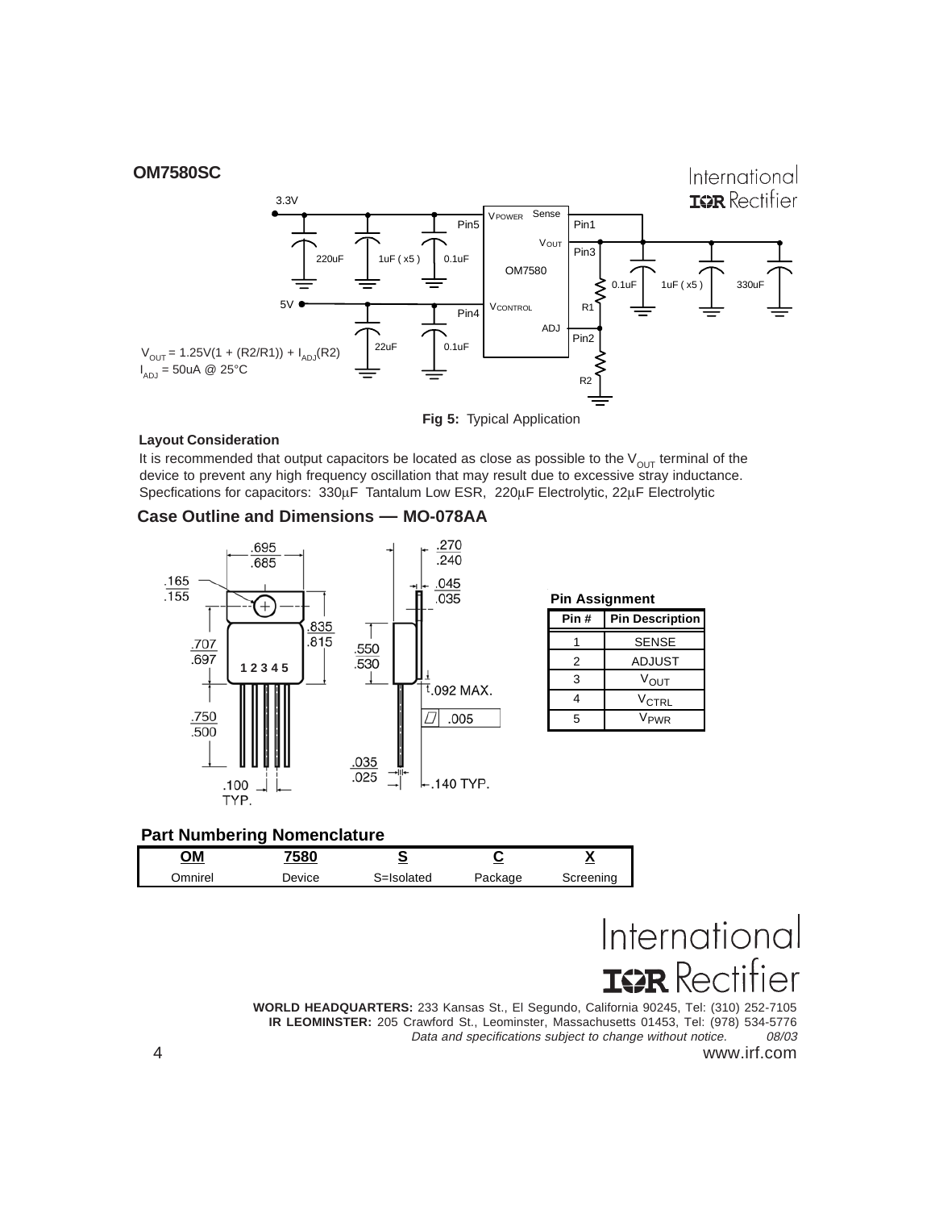3.3V

Pin5 VPOWER Sense Pin1

VOUT Pin3

OM7580

220uF 1uF ( x5 ) 0.1uF

0.1uF 1uF ( x5 ) 330uF

R1

5V

Pin4 VCONTROL

ADJ Pin2

22uF 0.1uF

R2

$V_{OUT} = 1.25V(1 + (R2/R1)) + I_{ADJ}(R2)$
$I_{ADJ} = 50uA$ @ 25°C

**Fig 5:** Typical Application

**Layout Consideration**

It is recommended that output capacitors be located as close as possible to the $V_{OUT}$ terminal of the device to prevent any high frequency oscillation that may result due to excessive stray inductance. Specfications for capacitors: 330µF Tantalum Low ESR, 220µF Electrolytic, 22µF Electrolytic

## Case Outline and Dimensions — MO-078AA

.695
.685

.165
.155

.707
.697

.835
.815

1 2 3 4 5

.750
.500

.100
TYP.

.270
.240

.045
.035

.550
.530

.092 MAX.

.005

.035
.025

.140 TYP.

**Pin Assignment**

| Pin # | Pin Description |
|---|---|
| 1 | SENSE |
| 2 | ADJUST |
| 3 | $V_{OUT}$ |
| 4 | $V_{CTRL}$ |
| 5 | $V_{PWR}$ |

## Part Numbering Nomenclature

| OM | 7580 | S | C | X |
|---|---|---|---|---|
| Omnirel | Device | S=Isolated | Package | Screening |

International IOR Rectifier

**WORLD HEADQUARTERS:** 233 Kansas St., El Segundo, California 90245, Tel: (310) 252-7105
**IR LEOMINSTER:** 205 Crawford St., Leominster, Massachusetts 01453, Tel: (978) 534-5776
*Data and specifications subject to change without notice. 08/03*

www.irf.com